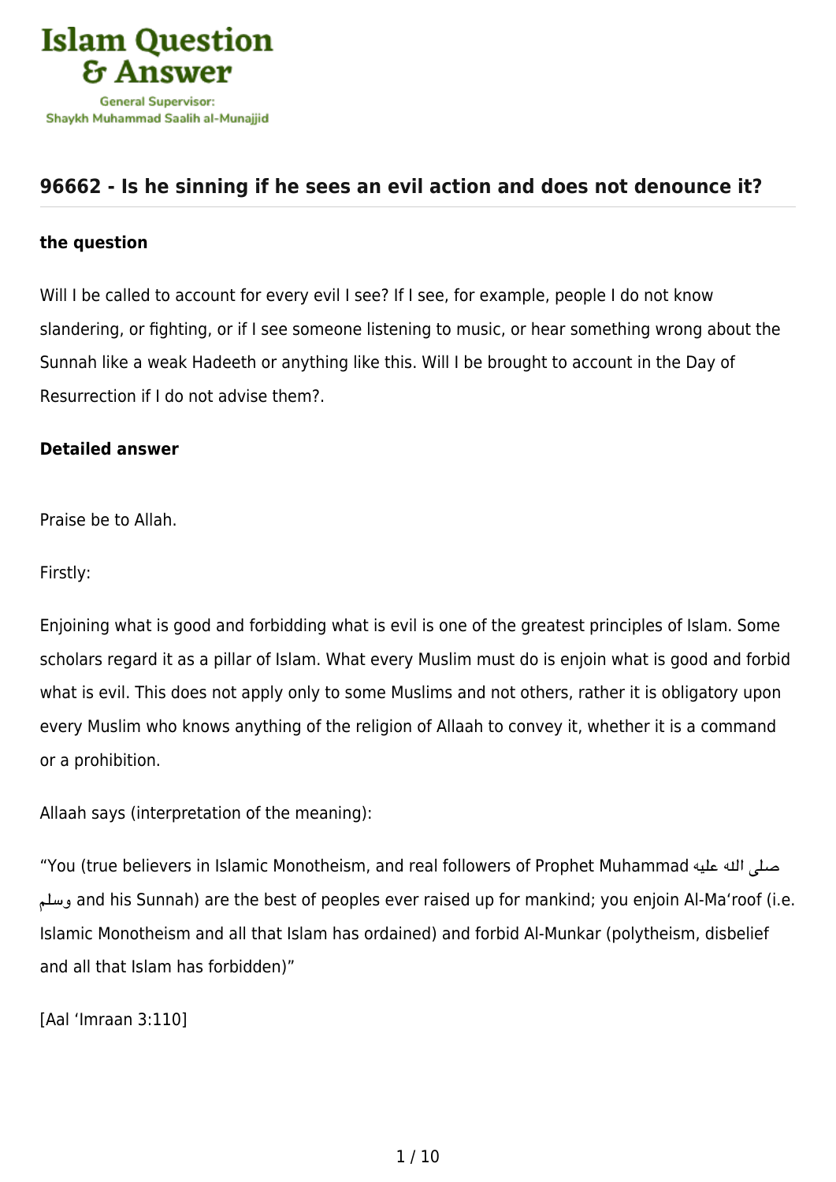# 96662 - Is he sinning if he sees an evil action and does not denounce it?

**the question**

Will I be called to account for every evil I see? If I see, for example, people I do not know slandering, or fighting, or if I see someone listening to music, or hear something wrong about the Sunnah like a weak Hadeeth or anything like this. Will I be brought to account in the Day of Resurrection if I do not advise them?.

**Detailed answer**

Praise be to Allah.

Firstly:

Enjoining what is good and forbidding what is evil is one of the greatest principles of Islam. Some scholars regard it as a pillar of Islam. What every Muslim must do is enjoin what is good and forbid what is evil. This does not apply only to some Muslims and not others, rather it is obligatory upon every Muslim who knows anything of the religion of Allaah to convey it, whether it is a command or a prohibition.

Allaah says (interpretation of the meaning):

"You (true believers in Islamic Monotheism, and real followers of Prophet Muhammad صلى الله عليه وسلم and his Sunnah) are the best of peoples ever raised up for mankind; you enjoin Al-Ma'roof (i.e. Islamic Monotheism and all that Islam has ordained) and forbid Al-Munkar (polytheism, disbelief and all that Islam has forbidden)"

[Aal 'Imraan 3:110]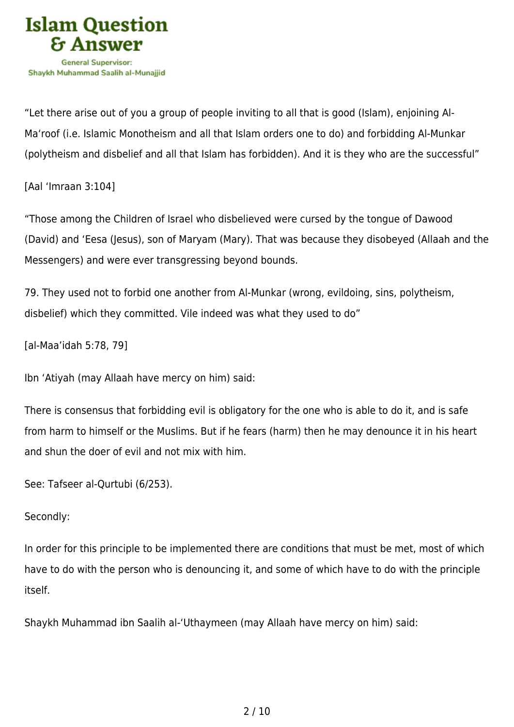“Let there arise out of you a group of people inviting to all that is good (Islam), enjoining Al-Ma‘roof (i.e. Islamic Monotheism and all that Islam orders one to do) and forbidding Al-Munkar (polytheism and disbelief and all that Islam has forbidden). And it is they who are the successful”

[Aal ‘Imraan 3:104]

“Those among the Children of Israel who disbelieved were cursed by the tongue of Dawood (David) and ‘Eesa (Jesus), son of Maryam (Mary). That was because they disobeyed (Allaah and the Messengers) and were ever transgressing beyond bounds.

79. They used not to forbid one another from Al-Munkar (wrong, evildoing, sins, polytheism, disbelief) which they committed. Vile indeed was what they used to do”

[al-Maa’idah 5:78, 79]

Ibn ‘Atiyah (may Allaah have mercy on him) said:

There is consensus that forbidding evil is obligatory for the one who is able to do it, and is safe from harm to himself or the Muslims. But if he fears (harm) then he may denounce it in his heart and shun the doer of evil and not mix with him.

See: Tafseer al-Qurtubi (6/253).

Secondly:

In order for this principle to be implemented there are conditions that must be met, most of which have to do with the person who is denouncing it, and some of which have to do with the principle itself.

Shaykh Muhammad ibn Saalih al-‘Uthaymeen (may Allaah have mercy on him) said: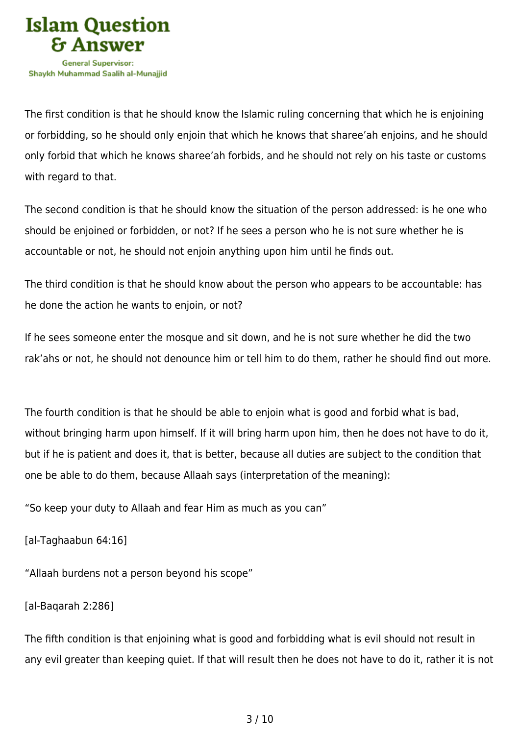The first condition is that he should know the Islamic ruling concerning that which he is enjoining or forbidding, so he should only enjoin that which he knows that sharee'ah enjoins, and he should only forbid that which he knows sharee'ah forbids, and he should not rely on his taste or customs with regard to that.

The second condition is that he should know the situation of the person addressed: is he one who should be enjoined or forbidden, or not? If he sees a person who he is not sure whether he is accountable or not, he should not enjoin anything upon him until he finds out.

The third condition is that he should know about the person who appears to be accountable: has he done the action he wants to enjoin, or not?

If he sees someone enter the mosque and sit down, and he is not sure whether he did the two rak'ahs or not, he should not denounce him or tell him to do them, rather he should find out more.

The fourth condition is that he should be able to enjoin what is good and forbid what is bad, without bringing harm upon himself. If it will bring harm upon him, then he does not have to do it, but if he is patient and does it, that is better, because all duties are subject to the condition that one be able to do them, because Allaah says (interpretation of the meaning):

"So keep your duty to Allaah and fear Him as much as you can"

[al-Taghaabun 64:16]

"Allaah burdens not a person beyond his scope"

[al-Baqarah 2:286]

The fifth condition is that enjoining what is good and forbidding what is evil should not result in any evil greater than keeping quiet. If that will result then he does not have to do it, rather it is not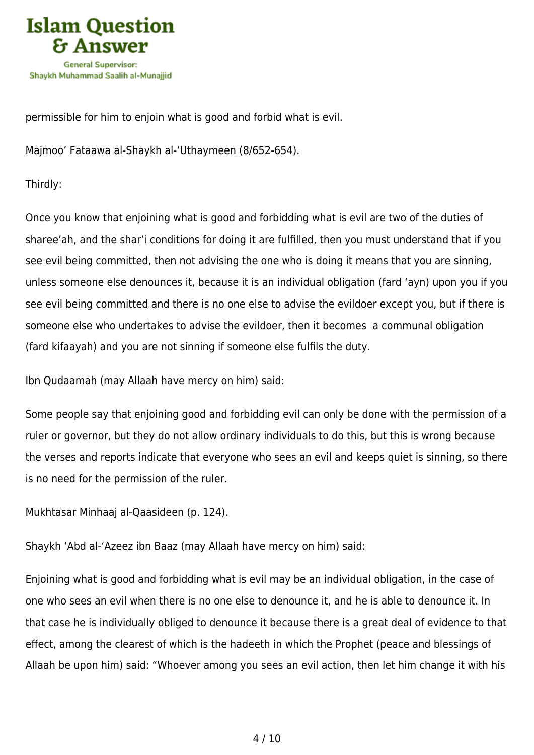permissible for him to enjoin what is good and forbid what is evil.

Majmoo' Fataawa al-Shaykh al-'Uthaymeen (8/652-654).

Thirdly:

Once you know that enjoining what is good and forbidding what is evil are two of the duties of sharee'ah, and the shar'i conditions for doing it are fulfilled, then you must understand that if you see evil being committed, then not advising the one who is doing it means that you are sinning, unless someone else denounces it, because it is an individual obligation (fard 'ayn) upon you if you see evil being committed and there is no one else to advise the evildoer except you, but if there is someone else who undertakes to advise the evildoer, then it becomes a communal obligation (fard kifaayah) and you are not sinning if someone else fulfils the duty.

Ibn Qudaamah (may Allaah have mercy on him) said:

Some people say that enjoining good and forbidding evil can only be done with the permission of a ruler or governor, but they do not allow ordinary individuals to do this, but this is wrong because the verses and reports indicate that everyone who sees an evil and keeps quiet is sinning, so there is no need for the permission of the ruler.

Mukhtasar Minhaaj al-Qaasideen (p. 124).

Shaykh 'Abd al-'Azeez ibn Baaz (may Allaah have mercy on him) said:

Enjoining what is good and forbidding what is evil may be an individual obligation, in the case of one who sees an evil when there is no one else to denounce it, and he is able to denounce it. In that case he is individually obliged to denounce it because there is a great deal of evidence to that effect, among the clearest of which is the hadeeth in which the Prophet (peace and blessings of Allaah be upon him) said: "Whoever among you sees an evil action, then let him change it with his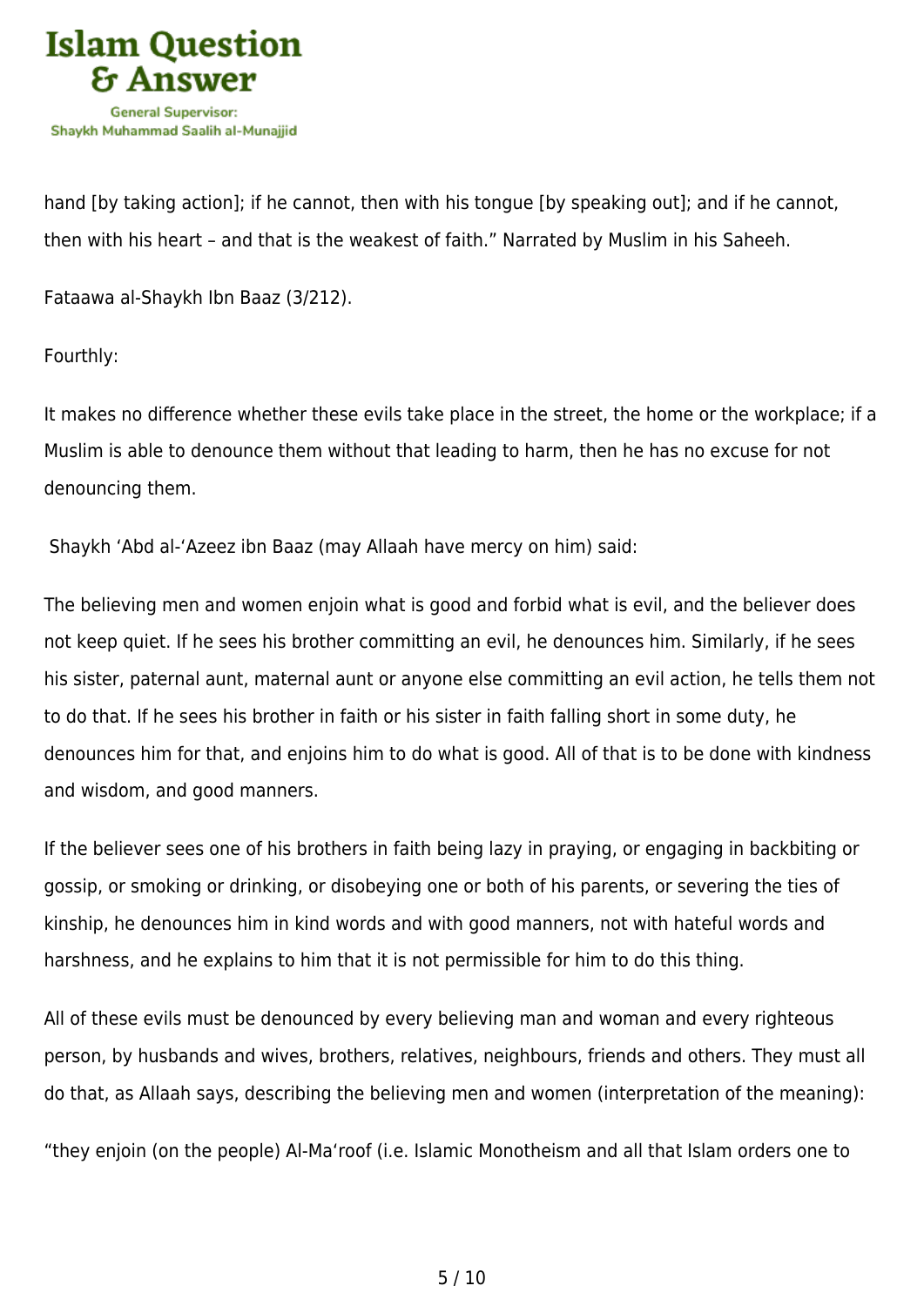hand [by taking action]; if he cannot, then with his tongue [by speaking out]; and if he cannot, then with his heart – and that is the weakest of faith." Narrated by Muslim in his Saheeh.

Fataawa al-Shaykh Ibn Baaz (3/212).

Fourthly:

It makes no difference whether these evils take place in the street, the home or the workplace; if a Muslim is able to denounce them without that leading to harm, then he has no excuse for not denouncing them.

Shaykh 'Abd al-'Azeez ibn Baaz (may Allaah have mercy on him) said:

The believing men and women enjoin what is good and forbid what is evil, and the believer does not keep quiet. If he sees his brother committing an evil, he denounces him. Similarly, if he sees his sister, paternal aunt, maternal aunt or anyone else committing an evil action, he tells them not to do that. If he sees his brother in faith or his sister in faith falling short in some duty, he denounces him for that, and enjoins him to do what is good. All of that is to be done with kindness and wisdom, and good manners.

If the believer sees one of his brothers in faith being lazy in praying, or engaging in backbiting or gossip, or smoking or drinking, or disobeying one or both of his parents, or severing the ties of kinship, he denounces him in kind words and with good manners, not with hateful words and harshness, and he explains to him that it is not permissible for him to do this thing.

All of these evils must be denounced by every believing man and woman and every righteous person, by husbands and wives, brothers, relatives, neighbours, friends and others. They must all do that, as Allaah says, describing the believing men and women (interpretation of the meaning):

"they enjoin (on the people) Al-Ma'roof (i.e. Islamic Monotheism and all that Islam orders one to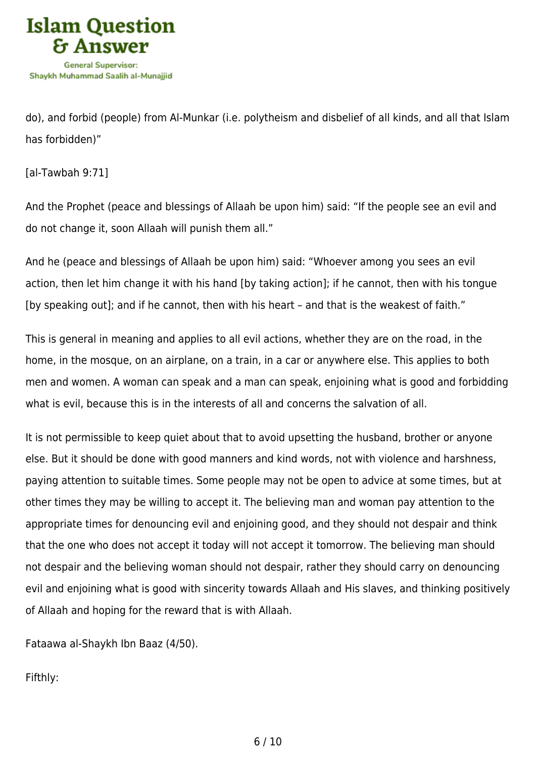do), and forbid (people) from Al-Munkar (i.e. polytheism and disbelief of all kinds, and all that Islam has forbidden)"

[al-Tawbah 9:71]

And the Prophet (peace and blessings of Allaah be upon him) said: "If the people see an evil and do not change it, soon Allaah will punish them all."

And he (peace and blessings of Allaah be upon him) said: "Whoever among you sees an evil action, then let him change it with his hand [by taking action]; if he cannot, then with his tongue [by speaking out]; and if he cannot, then with his heart – and that is the weakest of faith."

This is general in meaning and applies to all evil actions, whether they are on the road, in the home, in the mosque, on an airplane, on a train, in a car or anywhere else. This applies to both men and women. A woman can speak and a man can speak, enjoining what is good and forbidding what is evil, because this is in the interests of all and concerns the salvation of all.

It is not permissible to keep quiet about that to avoid upsetting the husband, brother or anyone else. But it should be done with good manners and kind words, not with violence and harshness, paying attention to suitable times. Some people may not be open to advice at some times, but at other times they may be willing to accept it. The believing man and woman pay attention to the appropriate times for denouncing evil and enjoining good, and they should not despair and think that the one who does not accept it today will not accept it tomorrow. The believing man should not despair and the believing woman should not despair, rather they should carry on denouncing evil and enjoining what is good with sincerity towards Allaah and His slaves, and thinking positively of Allaah and hoping for the reward that is with Allaah.

Fataawa al-Shaykh Ibn Baaz (4/50).

Fifthly: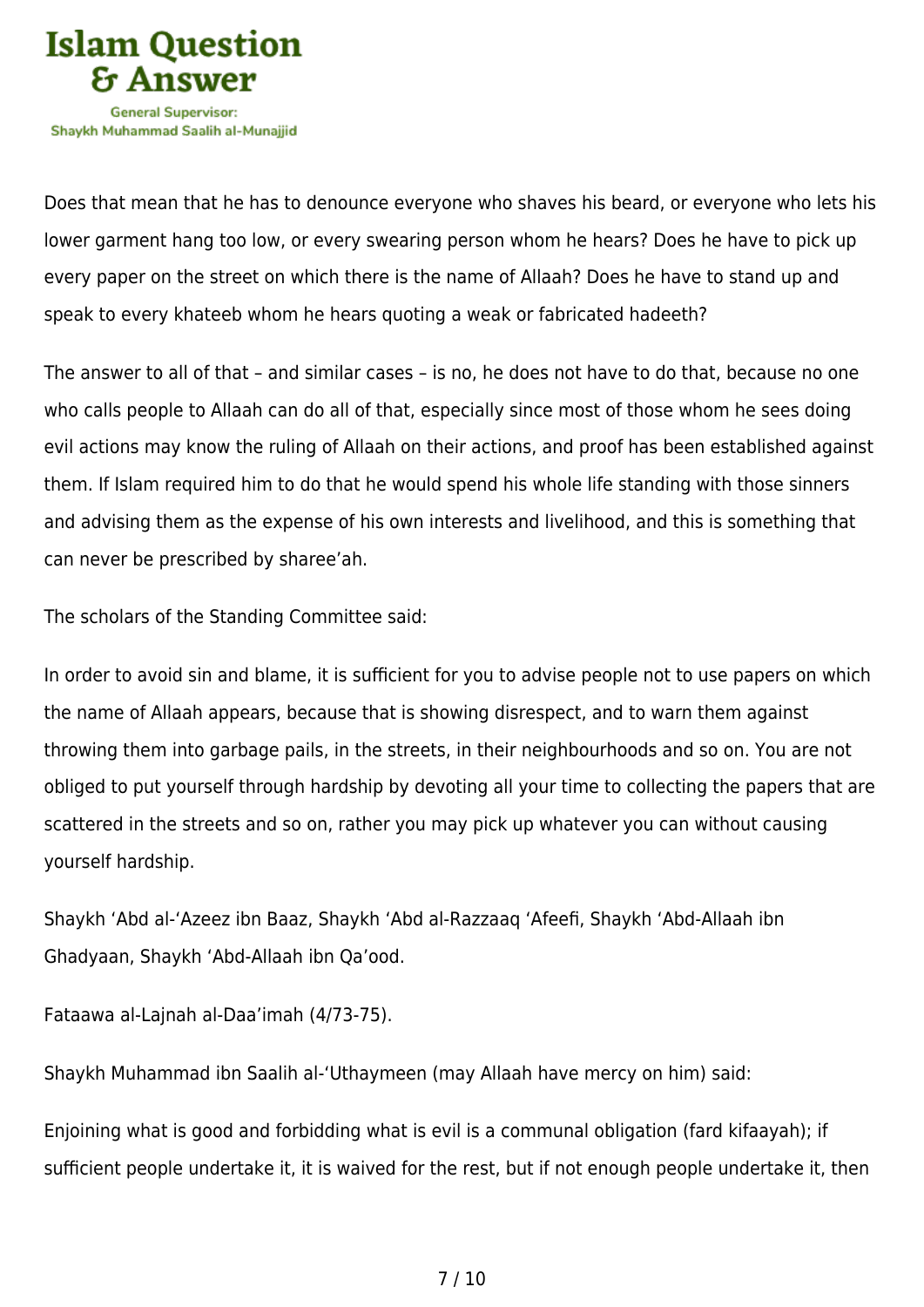Does that mean that he has to denounce everyone who shaves his beard, or everyone who lets his lower garment hang too low, or every swearing person whom he hears? Does he have to pick up every paper on the street on which there is the name of Allaah? Does he have to stand up and speak to every khateeb whom he hears quoting a weak or fabricated hadeeth?

The answer to all of that – and similar cases – is no, he does not have to do that, because no one who calls people to Allaah can do all of that, especially since most of those whom he sees doing evil actions may know the ruling of Allaah on their actions, and proof has been established against them. If Islam required him to do that he would spend his whole life standing with those sinners and advising them as the expense of his own interests and livelihood, and this is something that can never be prescribed by sharee'ah.

The scholars of the Standing Committee said:

In order to avoid sin and blame, it is sufficient for you to advise people not to use papers on which the name of Allaah appears, because that is showing disrespect, and to warn them against throwing them into garbage pails, in the streets, in their neighbourhoods and so on. You are not obliged to put yourself through hardship by devoting all your time to collecting the papers that are scattered in the streets and so on, rather you may pick up whatever you can without causing yourself hardship.

Shaykh 'Abd al-'Azeez ibn Baaz, Shaykh 'Abd al-Razzaaq 'Afeefi, Shaykh 'Abd-Allaah ibn Ghadyaan, Shaykh 'Abd-Allaah ibn Qa'ood.

Fataawa al-Lajnah al-Daa'imah (4/73-75).

Shaykh Muhammad ibn Saalih al-'Uthaymeen (may Allaah have mercy on him) said:

Enjoining what is good and forbidding what is evil is a communal obligation (fard kifaayah); if sufficient people undertake it, it is waived for the rest, but if not enough people undertake it, then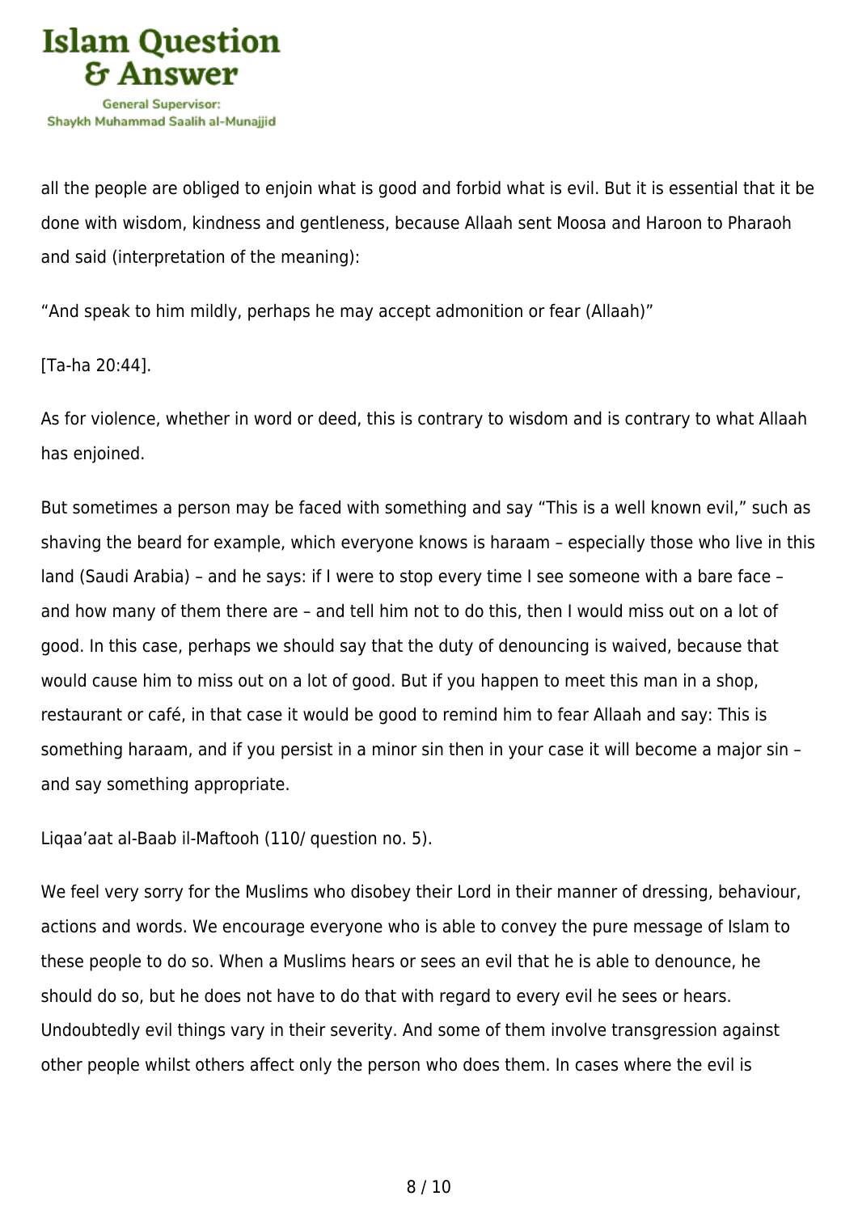all the people are obliged to enjoin what is good and forbid what is evil. But it is essential that it be done with wisdom, kindness and gentleness, because Allaah sent Moosa and Haroon to Pharaoh and said (interpretation of the meaning):

"And speak to him mildly, perhaps he may accept admonition or fear (Allaah)"

[Ta-ha 20:44].

As for violence, whether in word or deed, this is contrary to wisdom and is contrary to what Allaah has enjoined.

But sometimes a person may be faced with something and say "This is a well known evil," such as shaving the beard for example, which everyone knows is haraam – especially those who live in this land (Saudi Arabia) – and he says: if I were to stop every time I see someone with a bare face – and how many of them there are – and tell him not to do this, then I would miss out on a lot of good. In this case, perhaps we should say that the duty of denouncing is waived, because that would cause him to miss out on a lot of good. But if you happen to meet this man in a shop, restaurant or café, in that case it would be good to remind him to fear Allaah and say: This is something haraam, and if you persist in a minor sin then in your case it will become a major sin – and say something appropriate.

Liqaa'aat al-Baab il-Maftooh (110/ question no. 5).

We feel very sorry for the Muslims who disobey their Lord in their manner of dressing, behaviour, actions and words. We encourage everyone who is able to convey the pure message of Islam to these people to do so. When a Muslims hears or sees an evil that he is able to denounce, he should do so, but he does not have to do that with regard to every evil he sees or hears. Undoubtedly evil things vary in their severity. And some of them involve transgression against other people whilst others affect only the person who does them. In cases where the evil is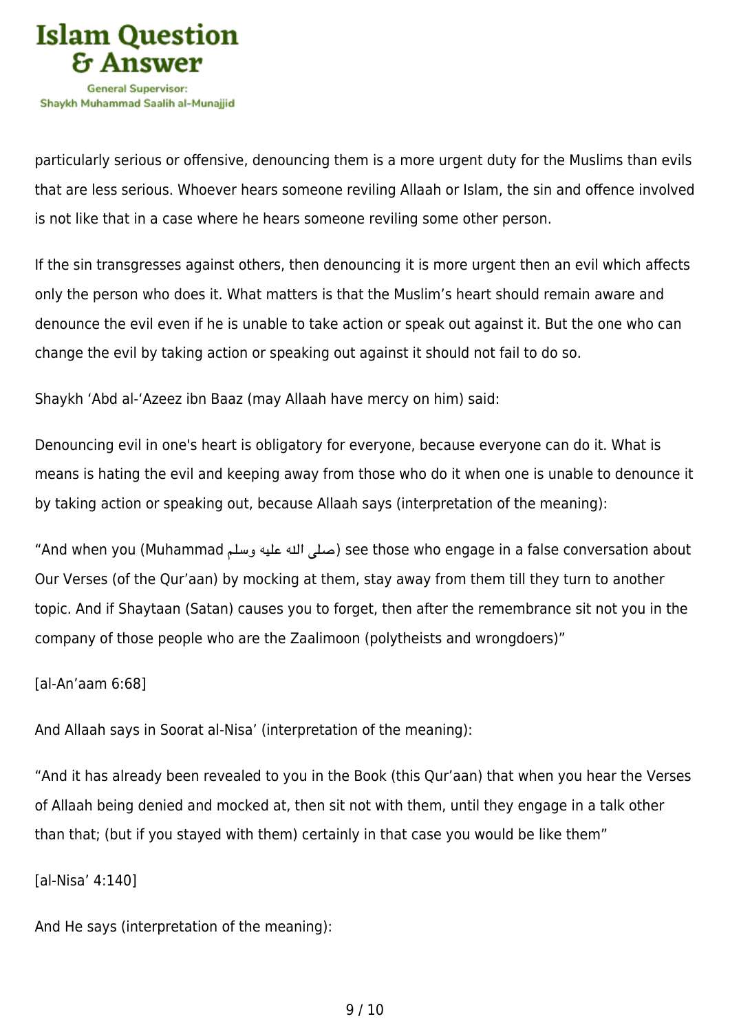particularly serious or offensive, denouncing them is a more urgent duty for the Muslims than evils that are less serious. Whoever hears someone reviling Allaah or Islam, the sin and offence involved is not like that in a case where he hears someone reviling some other person.

If the sin transgresses against others, then denouncing it is more urgent then an evil which affects only the person who does it. What matters is that the Muslim's heart should remain aware and denounce the evil even if he is unable to take action or speak out against it. But the one who can change the evil by taking action or speaking out against it should not fail to do so.

Shaykh 'Abd al-'Azeez ibn Baaz (may Allaah have mercy on him) said:

Denouncing evil in one's heart is obligatory for everyone, because everyone can do it. What is means is hating the evil and keeping away from those who do it when one is unable to denounce it by taking action or speaking out, because Allaah says (interpretation of the meaning):

"And when you (Muhammad صلى الله عليه وسلم) see those who engage in a false conversation about Our Verses (of the Qur'aan) by mocking at them, stay away from them till they turn to another topic. And if Shaytaan (Satan) causes you to forget, then after the remembrance sit not you in the company of those people who are the Zaalimoon (polytheists and wrongdoers)"

[al-An'aam 6:68]

And Allaah says in Soorat al-Nisa' (interpretation of the meaning):

"And it has already been revealed to you in the Book (this Qur'aan) that when you hear the Verses of Allaah being denied and mocked at, then sit not with them, until they engage in a talk other than that; (but if you stayed with them) certainly in that case you would be like them"

[al-Nisa' 4:140]

And He says (interpretation of the meaning):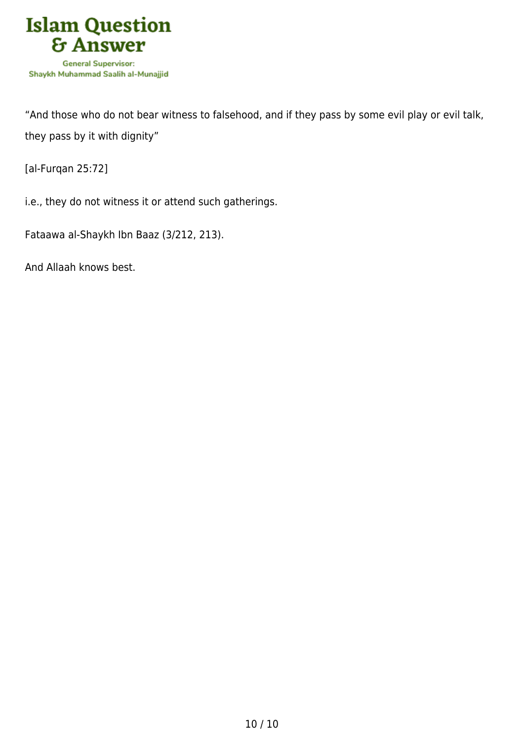"And those who do not bear witness to falsehood, and if they pass by some evil play or evil talk, they pass by it with dignity"

[al-Furqan 25:72]

i.e., they do not witness it or attend such gatherings.

Fataawa al-Shaykh Ibn Baaz (3/212, 213).

And Allaah knows best.